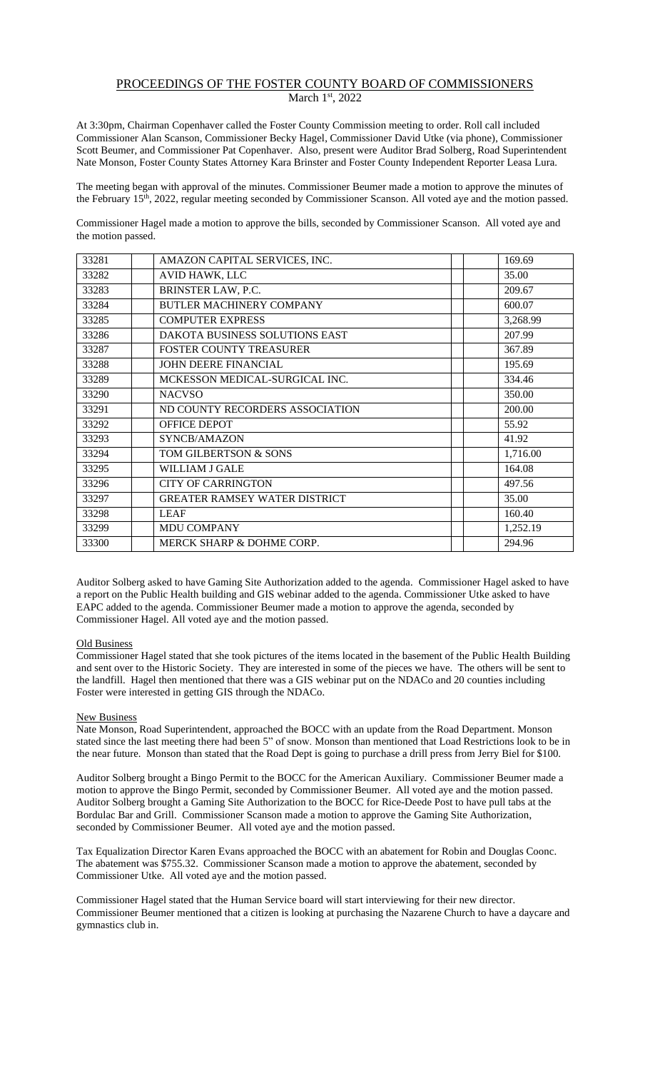# PROCEEDINGS OF THE FOSTER COUNTY BOARD OF COMMISSIONERS

March 1st, 2022

At 3:30pm, Chairman Copenhaver called the Foster County Commission meeting to order. Roll call included Commissioner Alan Scanson, Commissioner Becky Hagel, Commissioner David Utke (via phone), Commissioner Scott Beumer, and Commissioner Pat Copenhaver. Also, present were Auditor Brad Solberg, Road Superintendent Nate Monson, Foster County States Attorney Kara Brinster and Foster County Independent Reporter Leasa Lura.

The meeting began with approval of the minutes. Commissioner Beumer made a motion to approve the minutes of the February 15th, 2022, regular meeting seconded by Commissioner Scanson. All voted aye and the motion passed.

Commissioner Hagel made a motion to approve the bills, seconded by Commissioner Scanson. All voted aye and the motion passed.

| | | | | | |
|---|---|---|---|---|---|
| 33281 | | AMAZON CAPITAL SERVICES, INC. | | | 169.69 |
| 33282 | | AVID HAWK, LLC | | | 35.00 |
| 33283 | | BRINSTER LAW, P.C. | | | 209.67 |
| 33284 | | BUTLER MACHINERY COMPANY | | | 600.07 |
| 33285 | | COMPUTER EXPRESS | | | 3,268.99 |
| 33286 | | DAKOTA BUSINESS SOLUTIONS EAST | | | 207.99 |
| 33287 | | FOSTER COUNTY TREASURER | | | 367.89 |
| 33288 | | JOHN DEERE FINANCIAL | | | 195.69 |
| 33289 | | MCKESSON MEDICAL-SURGICAL INC. | | | 334.46 |
| 33290 | | NACVSO | | | 350.00 |
| 33291 | | ND COUNTY RECORDERS ASSOCIATION | | | 200.00 |
| 33292 | | OFFICE DEPOT | | | 55.92 |
| 33293 | | SYNCB/AMAZON | | | 41.92 |
| 33294 | | TOM GILBERTSON & SONS | | | 1,716.00 |
| 33295 | | WILLIAM J GALE | | | 164.08 |
| 33296 | | CITY OF CARRINGTON | | | 497.56 |
| 33297 | | GREATER RAMSEY WATER DISTRICT | | | 35.00 |
| 33298 | | LEAF | | | 160.40 |
| 33299 | | MDU COMPANY | | | 1,252.19 |
| 33300 | | MERCK SHARP & DOHME CORP. | | | 294.96 |

Auditor Solberg asked to have Gaming Site Authorization added to the agenda. Commissioner Hagel asked to have a report on the Public Health building and GIS webinar added to the agenda. Commissioner Utke asked to have EAPC added to the agenda. Commissioner Beumer made a motion to approve the agenda, seconded by Commissioner Hagel. All voted aye and the motion passed.

## Old Business

Commissioner Hagel stated that she took pictures of the items located in the basement of the Public Health Building and sent over to the Historic Society. They are interested in some of the pieces we have. The others will be sent to the landfill. Hagel then mentioned that there was a GIS webinar put on the NDACo and 20 counties including Foster were interested in getting GIS through the NDACo.

## New Business

Nate Monson, Road Superintendent, approached the BOCC with an update from the Road Department. Monson stated since the last meeting there had been 5" of snow. Monson than mentioned that Load Restrictions look to be in the near future. Monson than stated that the Road Dept is going to purchase a drill press from Jerry Biel for $100.

Auditor Solberg brought a Bingo Permit to the BOCC for the American Auxiliary. Commissioner Beumer made a motion to approve the Bingo Permit, seconded by Commissioner Beumer. All voted aye and the motion passed. Auditor Solberg brought a Gaming Site Authorization to the BOCC for Rice-Deede Post to have pull tabs at the Bordulac Bar and Grill. Commissioner Scanson made a motion to approve the Gaming Site Authorization, seconded by Commissioner Beumer. All voted aye and the motion passed.

Tax Equalization Director Karen Evans approached the BOCC with an abatement for Robin and Douglas Coonc. The abatement was $755.32. Commissioner Scanson made a motion to approve the abatement, seconded by Commissioner Utke. All voted aye and the motion passed.

Commissioner Hagel stated that the Human Service board will start interviewing for their new director. Commissioner Beumer mentioned that a citizen is looking at purchasing the Nazarene Church to have a daycare and gymnastics club in.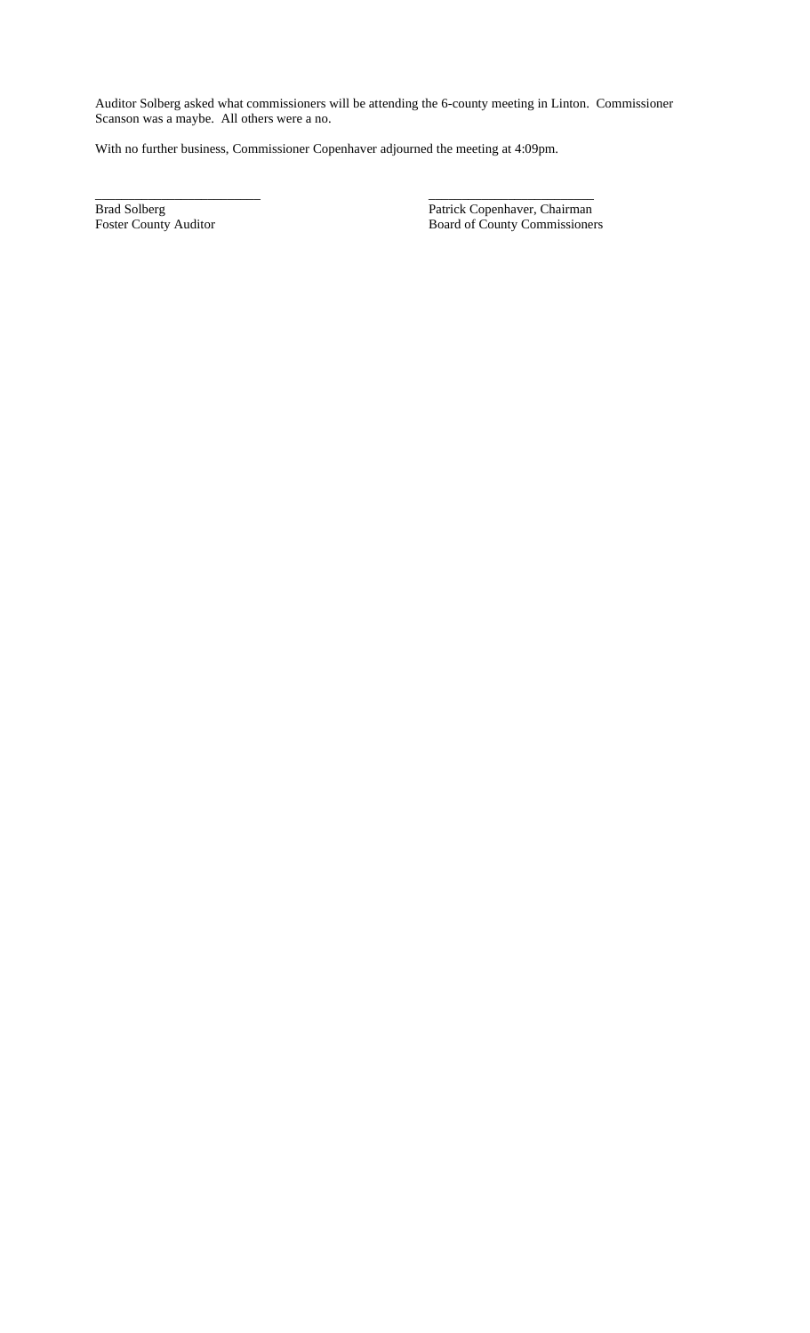Auditor Solberg asked what commissioners will be attending the 6-county meeting in Linton. Commissioner Scanson was a maybe. All others were a no.

With no further business, Commissioner Copenhaver adjourned the meeting at 4:09pm.

\_\_\_\_\_\_\_\_\_\_\_\_\_\_\_\_\_\_\_\_\_\_\_\_\_
Brad Solberg
Foster County Auditor

\_\_\_\_\_\_\_\_\_\_\_\_\_\_\_\_\_\_\_\_\_\_\_\_\_
Patrick Copenhaver, Chairman
Board of County Commissioners